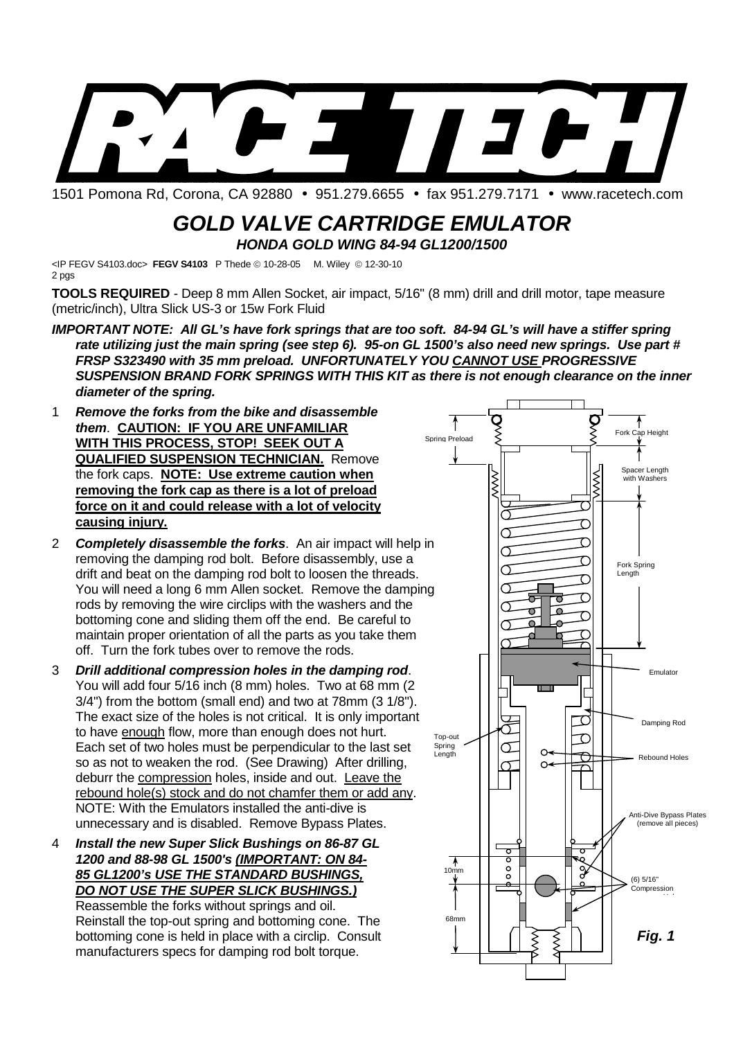# RACE TECH

1501 Pomona Rd, Corona, CA 92880 • 951.279.6655 • fax 951.279.7171 • www.racetech.com

## *GOLD VALVE CARTRIDGE EMULATOR*

### *HONDA GOLD WING 84-94 GL1200/1500*

<IP FEGV S4103.doc> **FEGV S4103** P Thede © 10-28-05 M. Wiley © 12-30-10
2 pgs

**TOOLS REQUIRED** - Deep 8 mm Allen Socket, air impact, 5/16" (8 mm) drill and drill motor, tape measure (metric/inch), Ultra Slick US-3 or 15w Fork Fluid

***IMPORTANT NOTE: All GL's have fork springs that are too soft. 84-94 GL's will have a stiffer spring rate utilizing just the main spring (see step 6). 95-on GL 1500's also need new springs. Use part # FRSP S323490 with 35 mm preload. UNFORTUNATELY YOU <u>CANNOT USE</u> PROGRESSIVE SUSPENSION BRAND FORK SPRINGS WITH THIS KIT as there is not enough clearance on the inner diameter of the spring.***

1. ***Remove the forks from the bike and disassemble them***. **<u>CAUTION: IF YOU ARE UNFAMILIAR WITH THIS PROCESS, STOP! SEEK OUT A QUALIFIED SUSPENSION TECHNICIAN.</u>** Remove the fork caps. **<u>NOTE: Use extreme caution when removing the fork cap as there is a lot of preload force on it and could release with a lot of velocity causing injury.</u>**

2. ***Completely disassemble the forks***. An air impact will help in removing the damping rod bolt. Before disassembly, use a drift and beat on the damping rod bolt to loosen the threads. You will need a long 6 mm Allen socket. Remove the damping rods by removing the wire circlips with the washers and the bottoming cone and sliding them off the end. Be careful to maintain proper orientation of all the parts as you take them off. Turn the fork tubes over to remove the rods.

3. ***Drill additional compression holes in the damping rod***. You will add four 5/16 inch (8 mm) holes. Two at 68 mm (2 3/4") from the bottom (small end) and two at 78mm (3 1/8"). The exact size of the holes is not critical. It is only important to have <u>enough</u> flow, more than enough does not hurt. Each set of two holes must be perpendicular to the last set so as not to weaken the rod. (See Drawing) After drilling, deburr the <u>compression</u> holes, inside and out. <u>Leave the rebound hole(s) stock and do not chamfer them or add any</u>. NOTE: With the Emulators installed the anti-dive is unnecessary and is disabled. Remove Bypass Plates.

4. ***Install the new Super Slick Bushings on 86-87 GL 1200 and 88-98 GL 1500's <u>(IMPORTANT: ON 84-85 GL1200's USE THE STANDARD BUSHINGS, DO NOT USE THE SUPER SLICK BUSHINGS.)</u>***
Reassemble the forks without springs and oil. Reinstall the top-out spring and bottoming cone. The bottoming cone is held in place with a circlip. Consult manufacturers specs for damping rod bolt torque.

Spring Preload | Fork Cap Height | Spacer Length with Washers | Fork Spring Length | Emulator | Damping Rod | Top-out Spring Length | Rebound Holes | Anti-Dive Bypass Plates (remove all pieces) | 10mm | 68mm | (6) 5/16" Compression Holes

***Fig. 1***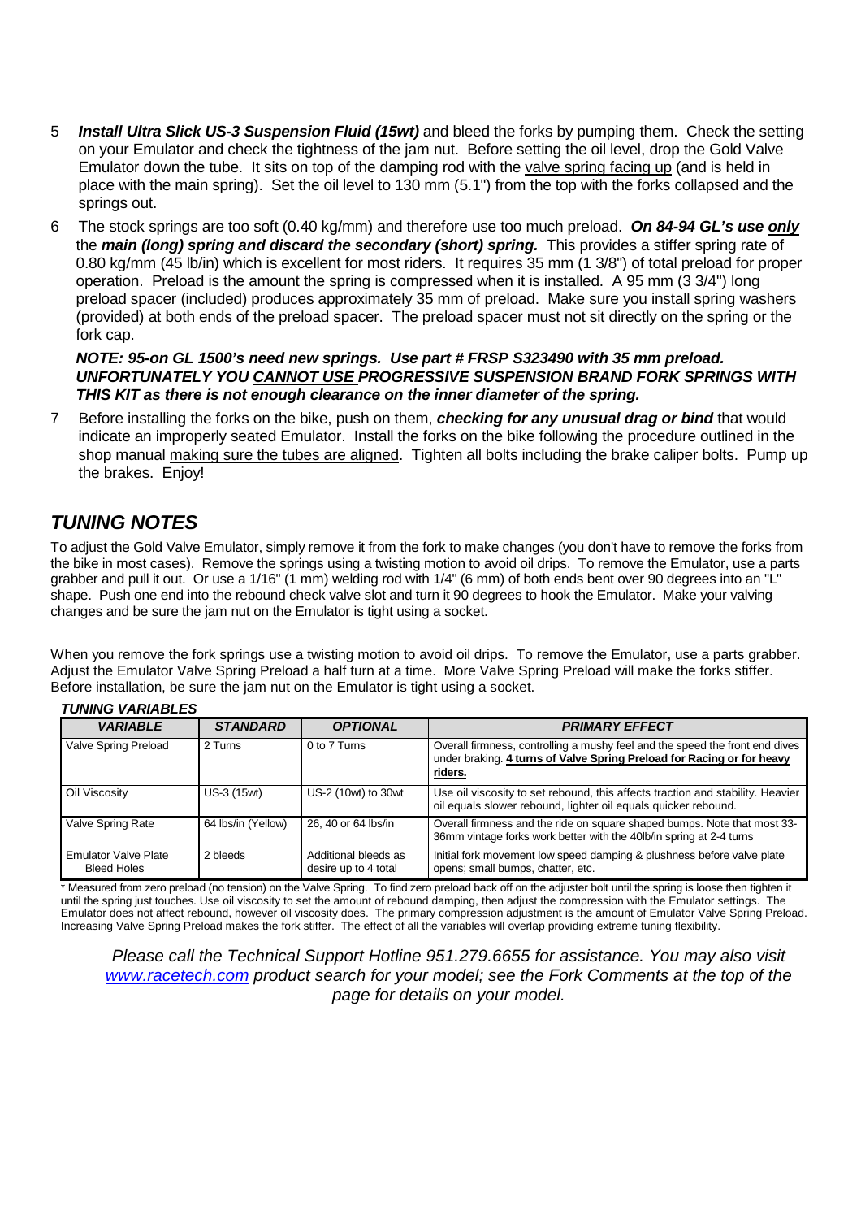5. ***Install Ultra Slick US-3 Suspension Fluid (15wt)*** and bleed the forks by pumping them. Check the setting on your Emulator and check the tightness of the jam nut. Before setting the oil level, drop the Gold Valve Emulator down the tube. It sits on top of the damping rod with the valve spring facing up (and is held in place with the main spring). Set the oil level to 130 mm (5.1") from the top with the forks collapsed and the springs out.
6. The stock springs are too soft (0.40 kg/mm) and therefore use too much preload. ***On 84-94 GL's use only*** the ***main (long) spring and discard the secondary (short) spring.*** This provides a stiffer spring rate of 0.80 kg/mm (45 lb/in) which is excellent for most riders. It requires 35 mm (1 3/8") of total preload for proper operation. Preload is the amount the spring is compressed when it is installed. A 95 mm (3 3/4") long preload spacer (included) produces approximately 35 mm of preload. Make sure you install spring washers (provided) at both ends of the preload spacer. The preload spacer must not sit directly on the spring or the fork cap.

   ***NOTE: 95-on GL 1500's need new springs. Use part # FRSP S323490 with 35 mm preload. UNFORTUNATELY YOU CANNOT USE PROGRESSIVE SUSPENSION BRAND FORK SPRINGS WITH THIS KIT as there is not enough clearance on the inner diameter of the spring.***

7. Before installing the forks on the bike, push on them, ***checking for any unusual drag or bind*** that would indicate an improperly seated Emulator. Install the forks on the bike following the procedure outlined in the shop manual making sure the tubes are aligned. Tighten all bolts including the brake caliper bolts. Pump up the brakes. Enjoy!

## *TUNING NOTES*

To adjust the Gold Valve Emulator, simply remove it from the fork to make changes (you don't have to remove the forks from the bike in most cases). Remove the springs using a twisting motion to avoid oil drips. To remove the Emulator, use a parts grabber and pull it out. Or use a 1/16" (1 mm) welding rod with 1/4" (6 mm) of both ends bent over 90 degrees into an "L" shape. Push one end into the rebound check valve slot and turn it 90 degrees to hook the Emulator. Make your valving changes and be sure the jam nut on the Emulator is tight using a socket.

When you remove the fork springs use a twisting motion to avoid oil drips. To remove the Emulator, use a parts grabber. Adjust the Emulator Valve Spring Preload a half turn at a time. More Valve Spring Preload will make the forks stiffer. Before installation, be sure the jam nut on the Emulator is tight using a socket.

***TUNING VARIABLES***

| *VARIABLE* | *STANDARD* | *OPTIONAL* | *PRIMARY EFFECT* |
|---|---|---|---|
| Valve Spring Preload | 2 Turns | 0 to 7 Turns | Overall firmness, controlling a mushy feel and the speed the front end dives under braking. **4 turns of Valve Spring Preload for Racing or for heavy riders.** |
| Oil Viscosity | US-3 (15wt) | US-2 (10wt) to 30wt | Use oil viscosity to set rebound, this affects traction and stability. Heavier oil equals slower rebound, lighter oil equals quicker rebound. |
| Valve Spring Rate | 64 lbs/in (Yellow) | 26, 40 or 64 lbs/in | Overall firmness and the ride on square shaped bumps. Note that most 33-36mm vintage forks work better with the 40lb/in spring at 2-4 turns |
| Emulator Valve Plate Bleed Holes | 2 bleeds | Additional bleeds as desire up to 4 total | Initial fork movement low speed damping & plushness before valve plate opens; small bumps, chatter, etc. |

\* Measured from zero preload (no tension) on the Valve Spring. To find zero preload back off on the adjuster bolt until the spring is loose then tighten it until the spring just touches. Use oil viscosity to set the amount of rebound damping, then adjust the compression with the Emulator settings. The Emulator does not affect rebound, however oil viscosity does. The primary compression adjustment is the amount of Emulator Valve Spring Preload. Increasing Valve Spring Preload makes the fork stiffer. The effect of all the variables will overlap providing extreme tuning flexibility.

*Please call the Technical Support Hotline 951.279.6655 for assistance. You may also visit www.racetech.com product search for your model; see the Fork Comments at the top of the page for details on your model.*